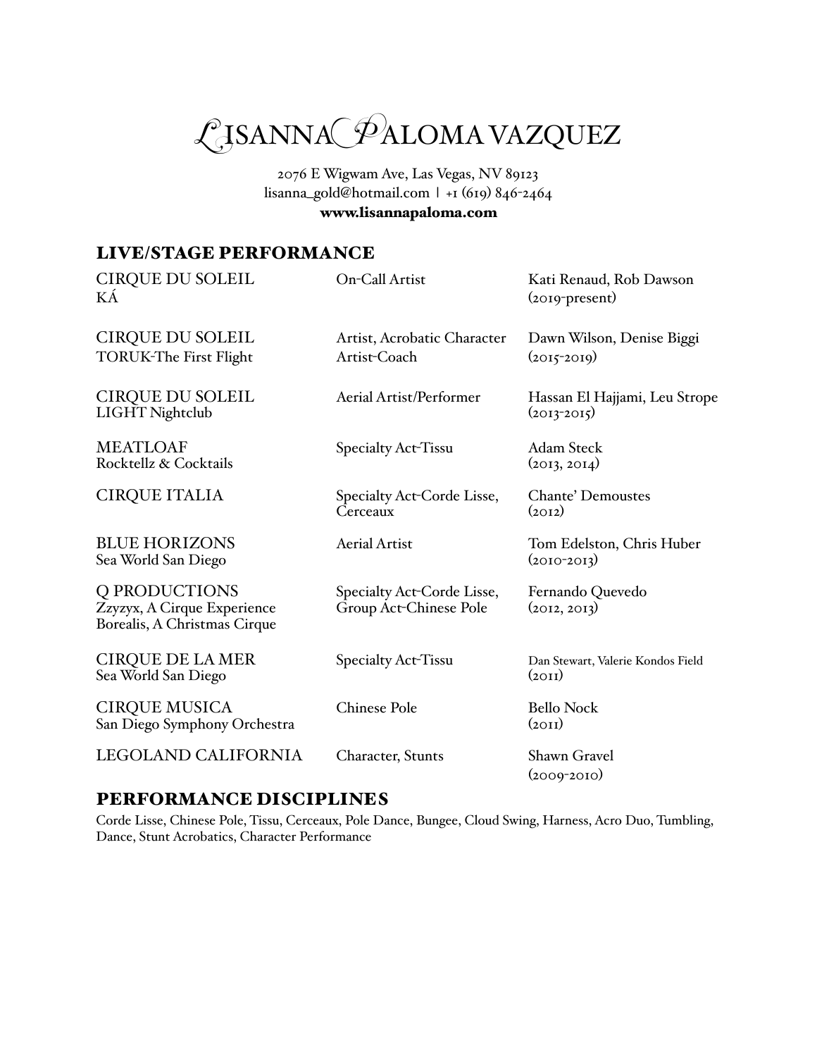# LISANNA PALOMA VAZQUEZ

2076 E Wigwam Ave, Las Vegas, NV 89123
lisanna_gold@hotmail.com | +1 (619) 846-2464
**www.lisannapaloma.com**

## LIVE/STAGE PERFORMANCE

| | | |
|---|---|---|
| CIRQUE DU SOLEIL<br>KÁ | On-Call Artist | Kati Renaud, Rob Dawson<br>(2019-present) |
| CIRQUE DU SOLEIL<br>TORUK-The First Flight | Artist, Acrobatic Character<br>Artist-Coach | Dawn Wilson, Denise Biggi<br>(2015-2019) |
| CIRQUE DU SOLEIL<br>LIGHT Nightclub | Aerial Artist/Performer | Hassan El Hajjami, Leu Strope<br>(2013-2015) |
| MEATLOAF<br>Rocktellz & Cocktails | Specialty Act-Tissu | Adam Steck<br>(2013, 2014) |
| CIRQUE ITALIA | Specialty Act-Corde Lisse, Cerceaux | Chante' Demoustes<br>(2012) |
| BLUE HORIZONS<br>Sea World San Diego | Aerial Artist | Tom Edelston, Chris Huber<br>(2010-2013) |
| Q PRODUCTIONS<br>Zzyzyx, A Cirque Experience<br>Borealis, A Christmas Cirque | Specialty Act-Corde Lisse,<br>Group Act-Chinese Pole | Fernando Quevedo<br>(2012, 2013) |
| CIRQUE DE LA MER<br>Sea World San Diego | Specialty Act-Tissu | Dan Stewart, Valerie Kondos Field<br>(2011) |
| CIRQUE MUSICA<br>San Diego Symphony Orchestra | Chinese Pole | Bello Nock<br>(2011) |
| LEGOLAND CALIFORNIA | Character, Stunts | Shawn Gravel<br>(2009-2010) |

## PERFORMANCE DISCIPLINES

Corde Lisse, Chinese Pole, Tissu, Cerceaux, Pole Dance, Bungee, Cloud Swing, Harness, Acro Duo, Tumbling, Dance, Stunt Acrobatics, Character Performance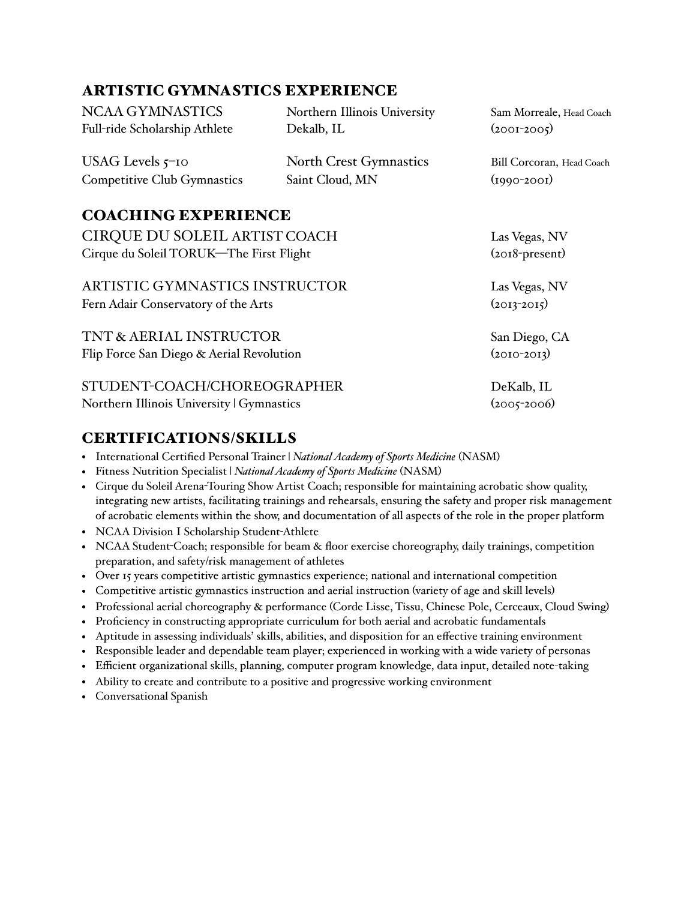## ARTISTIC GYMNASTICS EXPERIENCE

NCAA GYMNASTICS | Northern Illinois University | Sam Morreale, Head Coach
Full-ride Scholarship Athlete | Dekalb, IL | (2001-2005)

USAG Levels 5–10 | North Crest Gymnastics | Bill Corcoran, Head Coach
Competitive Club Gymnastics | Saint Cloud, MN | (1990-2001)

## COACHING EXPERIENCE

CIRQUE DU SOLEIL ARTIST COACH — Las Vegas, NV
Cirque du Soleil TORUK—The First Flight — (2018-present)

ARTISTIC GYMNASTICS INSTRUCTOR — Las Vegas, NV
Fern Adair Conservatory of the Arts — (2013-2015)

TNT & AERIAL INSTRUCTOR — San Diego, CA
Flip Force San Diego & Aerial Revolution — (2010-2013)

STUDENT-COACH/CHOREOGRAPHER — DeKalb, IL
Northern Illinois University | Gymnastics — (2005-2006)

## CERTIFICATIONS/SKILLS

- International Certified Personal Trainer | *National Academy of Sports Medicine* (NASM)
- Fitness Nutrition Specialist | *National Academy of Sports Medicine* (NASM)
- Cirque du Soleil Arena-Touring Show Artist Coach; responsible for maintaining acrobatic show quality, integrating new artists, facilitating trainings and rehearsals, ensuring the safety and proper risk management of acrobatic elements within the show, and documentation of all aspects of the role in the proper platform
- NCAA Division I Scholarship Student-Athlete
- NCAA Student-Coach; responsible for beam & floor exercise choreography, daily trainings, competition preparation, and safety/risk management of athletes
- Over 15 years competitive artistic gymnastics experience; national and international competition
- Competitive artistic gymnastics instruction and aerial instruction (variety of age and skill levels)
- Professional aerial choreography & performance (Corde Lisse, Tissu, Chinese Pole, Cerceaux, Cloud Swing)
- Proficiency in constructing appropriate curriculum for both aerial and acrobatic fundamentals
- Aptitude in assessing individuals' skills, abilities, and disposition for an effective training environment
- Responsible leader and dependable team player; experienced in working with a wide variety of personas
- Efficient organizational skills, planning, computer program knowledge, data input, detailed note-taking
- Ability to create and contribute to a positive and progressive working environment
- Conversational Spanish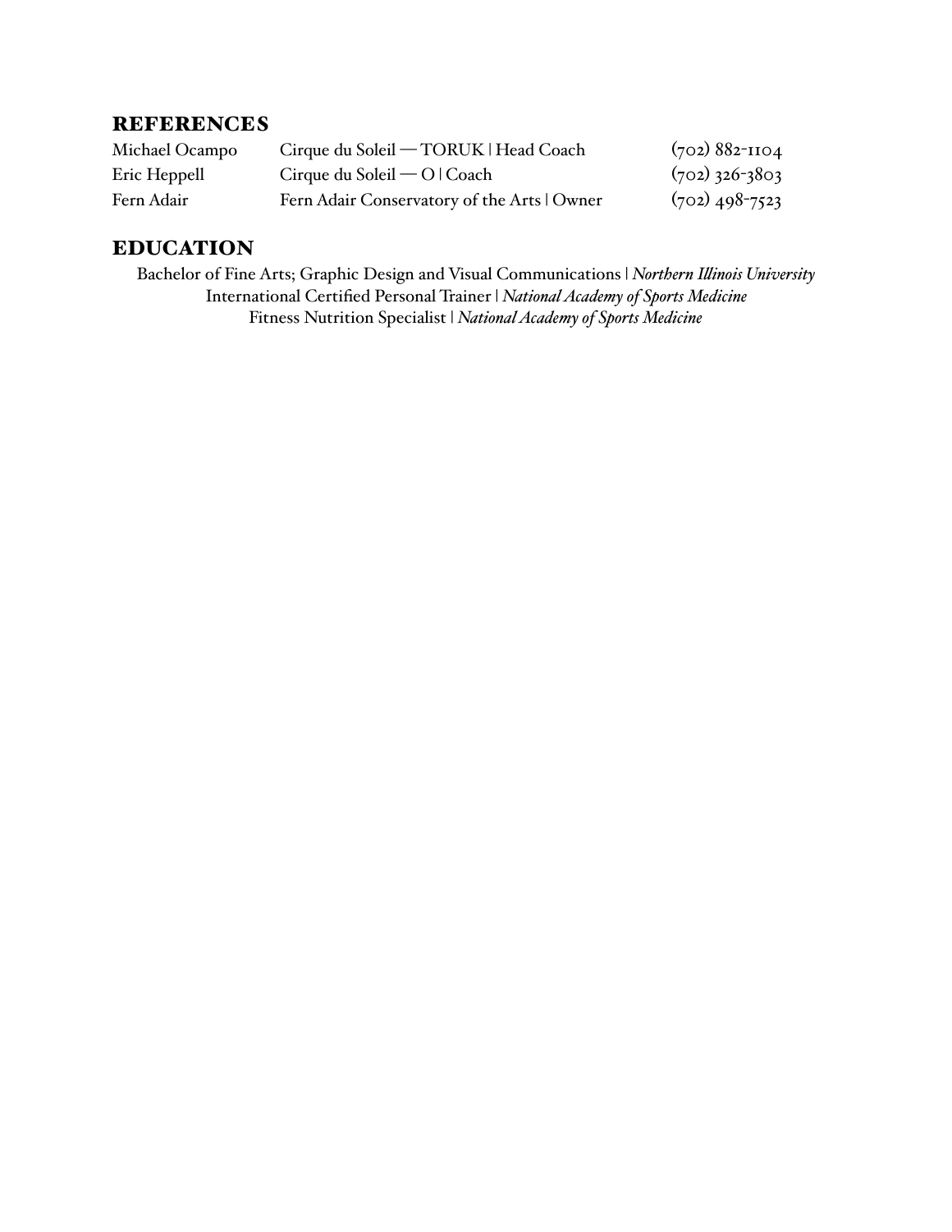## REFERENCES

| | | |
|---|---|---|
| Michael Ocampo | Cirque du Soleil — TORUK \| Head Coach | (702) 882-1104 |
| Eric Heppell | Cirque du Soleil — O \| Coach | (702) 326-3803 |
| Fern Adair | Fern Adair Conservatory of the Arts \| Owner | (702) 498-7523 |

## EDUCATION

Bachelor of Fine Arts; Graphic Design and Visual Communications | *Northern Illinois University*
International Certified Personal Trainer | *National Academy of Sports Medicine*
Fitness Nutrition Specialist | *National Academy of Sports Medicine*